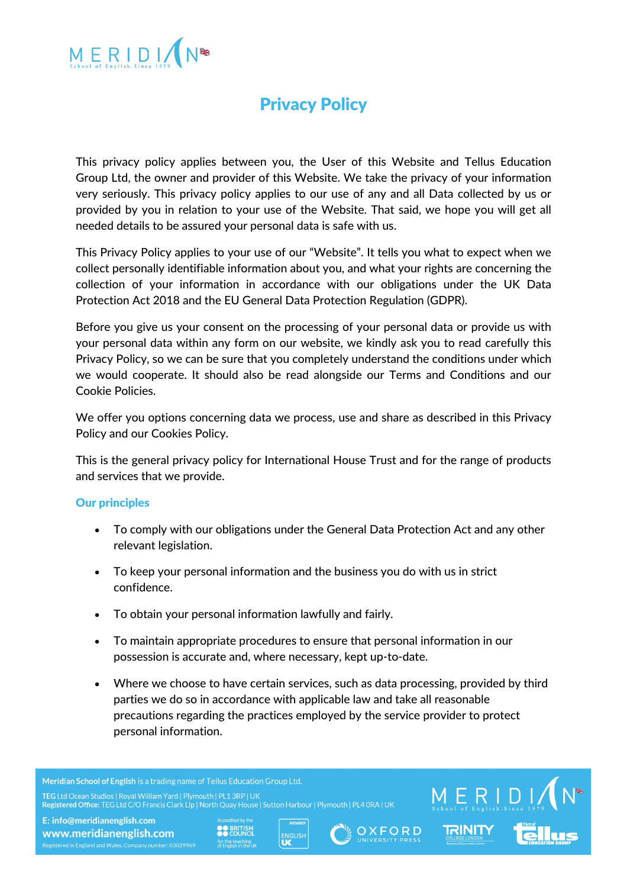# Privacy Policy

This privacy policy applies between you, the User of this Website and Tellus Education Group Ltd, the owner and provider of this Website. We take the privacy of your information very seriously. This privacy policy applies to our use of any and all Data collected by us or provided by you in relation to your use of the Website. That said, we hope you will get all needed details to be assured your personal data is safe with us.

This Privacy Policy applies to your use of our "Website". It tells you what to expect when we collect personally identifiable information about you, and what your rights are concerning the collection of your information in accordance with our obligations under the UK Data Protection Act 2018 and the EU General Data Protection Regulation (GDPR).

Before you give us your consent on the processing of your personal data or provide us with your personal data within any form on our website, we kindly ask you to read carefully this Privacy Policy, so we can be sure that you completely understand the conditions under which we would cooperate. It should also be read alongside our Terms and Conditions and our Cookie Policies.

We offer you options concerning data we process, use and share as described in this Privacy Policy and our Cookies Policy.

This is the general privacy policy for International House Trust and for the range of products and services that we provide.

## Our principles

- To comply with our obligations under the General Data Protection Act and any other relevant legislation.
- To keep your personal information and the business you do with us in strict confidence.
- To obtain your personal information lawfully and fairly.
- To maintain appropriate procedures to ensure that personal information in our possession is accurate and, where necessary, kept up-to-date.
- Where we choose to have certain services, such as data processing, provided by third parties we do so in accordance with applicable law and take all reasonable precautions regarding the practices employed by the service provider to protect personal information.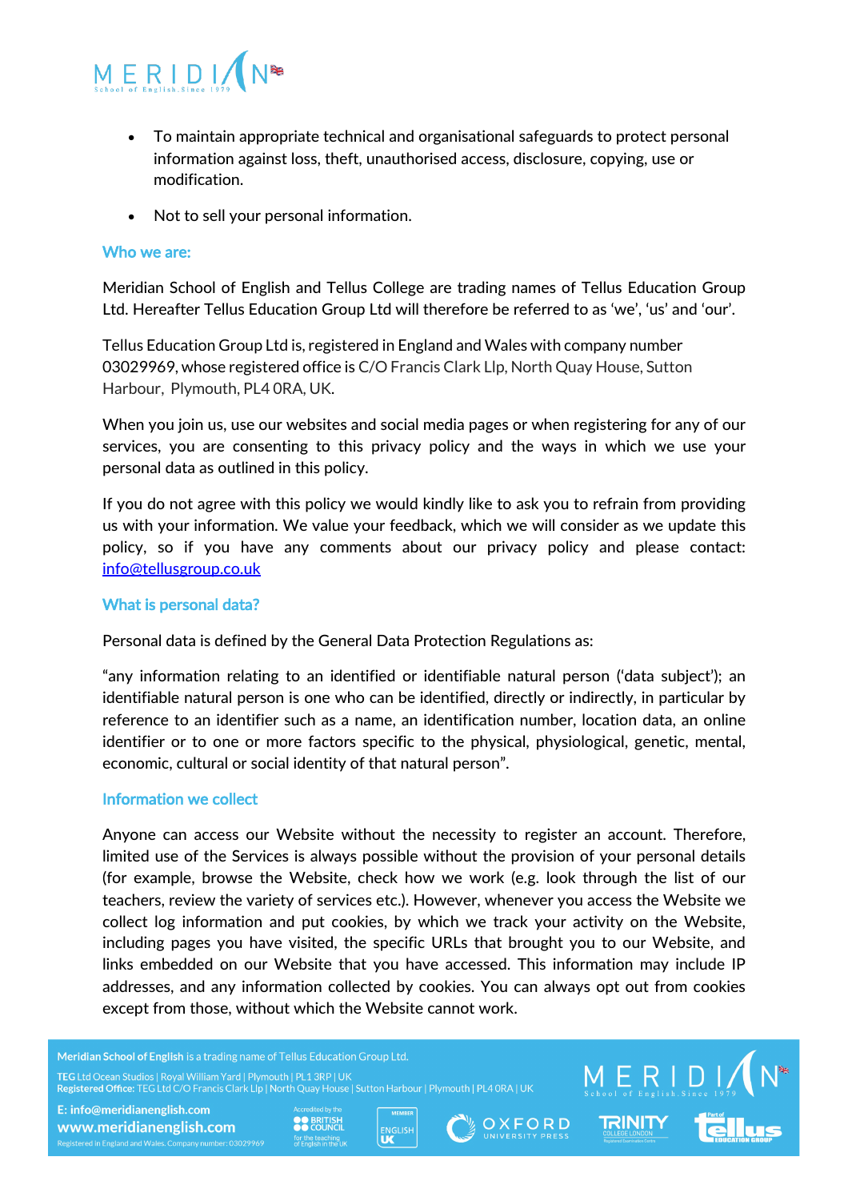- To maintain appropriate technical and organisational safeguards to protect personal information against loss, theft, unauthorised access, disclosure, copying, use or modification.
- Not to sell your personal information.

### Who we are:

Meridian School of English and Tellus College are trading names of Tellus Education Group Ltd. Hereafter Tellus Education Group Ltd will therefore be referred to as 'we', 'us' and 'our'.

Tellus Education Group Ltd is, registered in England and Wales with company number 03029969, whose registered office is C/O Francis Clark Llp, North Quay House, Sutton Harbour, Plymouth, PL4 0RA, UK.

When you join us, use our websites and social media pages or when registering for any of our services, you are consenting to this privacy policy and the ways in which we use your personal data as outlined in this policy.

If you do not agree with this policy we would kindly like to ask you to refrain from providing us with your information. We value your feedback, which we will consider as we update this policy, so if you have any comments about our privacy policy and please contact: info@tellusgroup.co.uk

### What is personal data?

Personal data is defined by the General Data Protection Regulations as:

"any information relating to an identified or identifiable natural person ('data subject'); an identifiable natural person is one who can be identified, directly or indirectly, in particular by reference to an identifier such as a name, an identification number, location data, an online identifier or to one or more factors specific to the physical, physiological, genetic, mental, economic, cultural or social identity of that natural person".

### Information we collect

Anyone can access our Website without the necessity to register an account. Therefore, limited use of the Services is always possible without the provision of your personal details (for example, browse the Website, check how we work (e.g. look through the list of our teachers, review the variety of services etc.). However, whenever you access the Website we collect log information and put cookies, by which we track your activity on the Website, including pages you have visited, the specific URLs that brought you to our Website, and links embedded on our Website that you have accessed. This information may include IP addresses, and any information collected by cookies. You can always opt out from cookies except from those, without which the Website cannot work.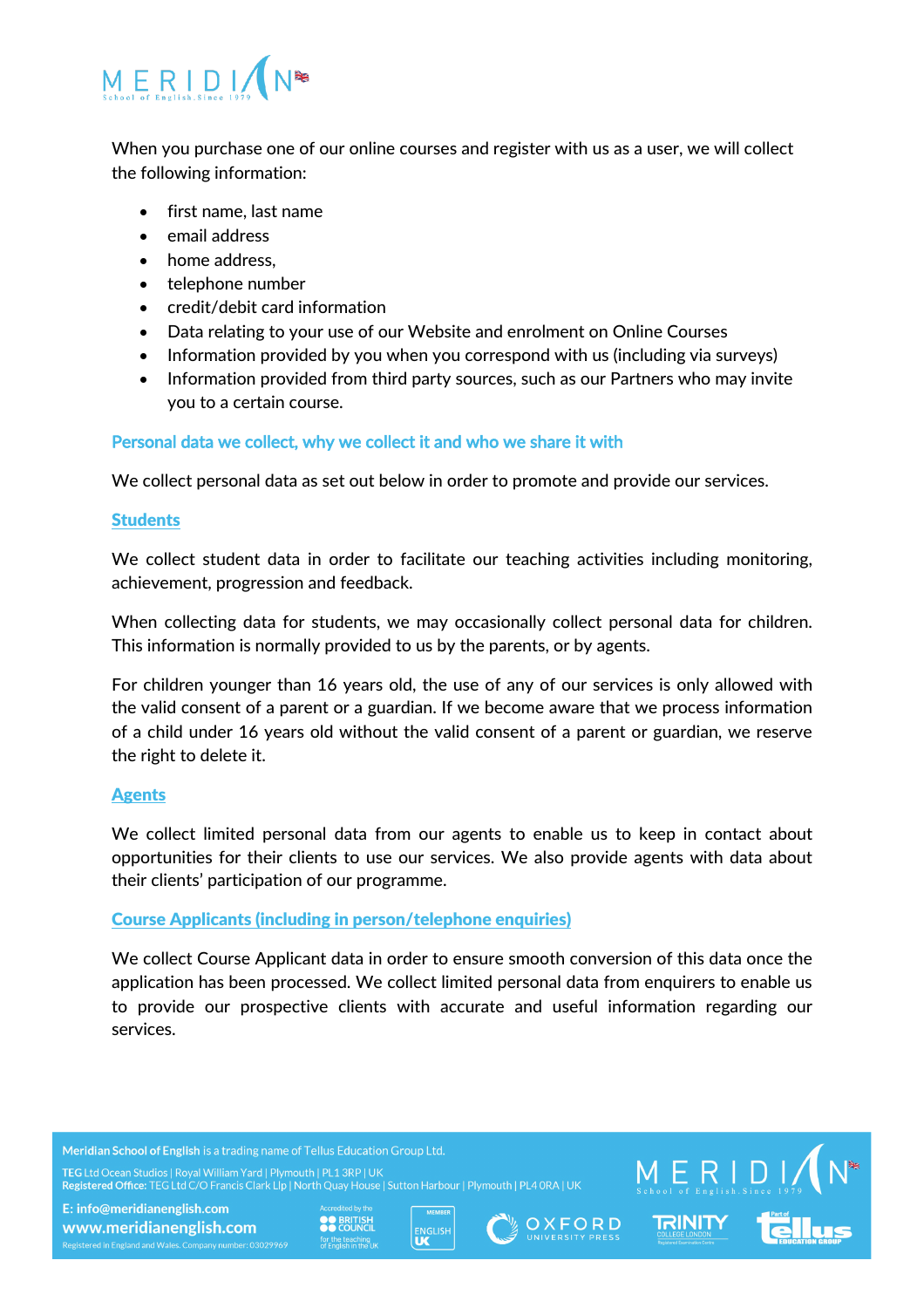When you purchase one of our online courses and register with us as a user, we will collect the following information:

- first name, last name
- email address
- home address,
- telephone number
- credit/debit card information
- Data relating to your use of our Website and enrolment on Online Courses
- Information provided by you when you correspond with us (including via surveys)
- Information provided from third party sources, such as our Partners who may invite you to a certain course.

## Personal data we collect, why we collect it and who we share it with

We collect personal data as set out below in order to promote and provide our services.

### Students

We collect student data in order to facilitate our teaching activities including monitoring, achievement, progression and feedback.

When collecting data for students, we may occasionally collect personal data for children. This information is normally provided to us by the parents, or by agents.

For children younger than 16 years old, the use of any of our services is only allowed with the valid consent of a parent or a guardian. If we become aware that we process information of a child under 16 years old without the valid consent of a parent or guardian, we reserve the right to delete it.

### Agents

We collect limited personal data from our agents to enable us to keep in contact about opportunities for their clients to use our services. We also provide agents with data about their clients' participation of our programme.

### Course Applicants (including in person/telephone enquiries)

We collect Course Applicant data in order to ensure smooth conversion of this data once the application has been processed. We collect limited personal data from enquirers to enable us to provide our prospective clients with accurate and useful information regarding our services.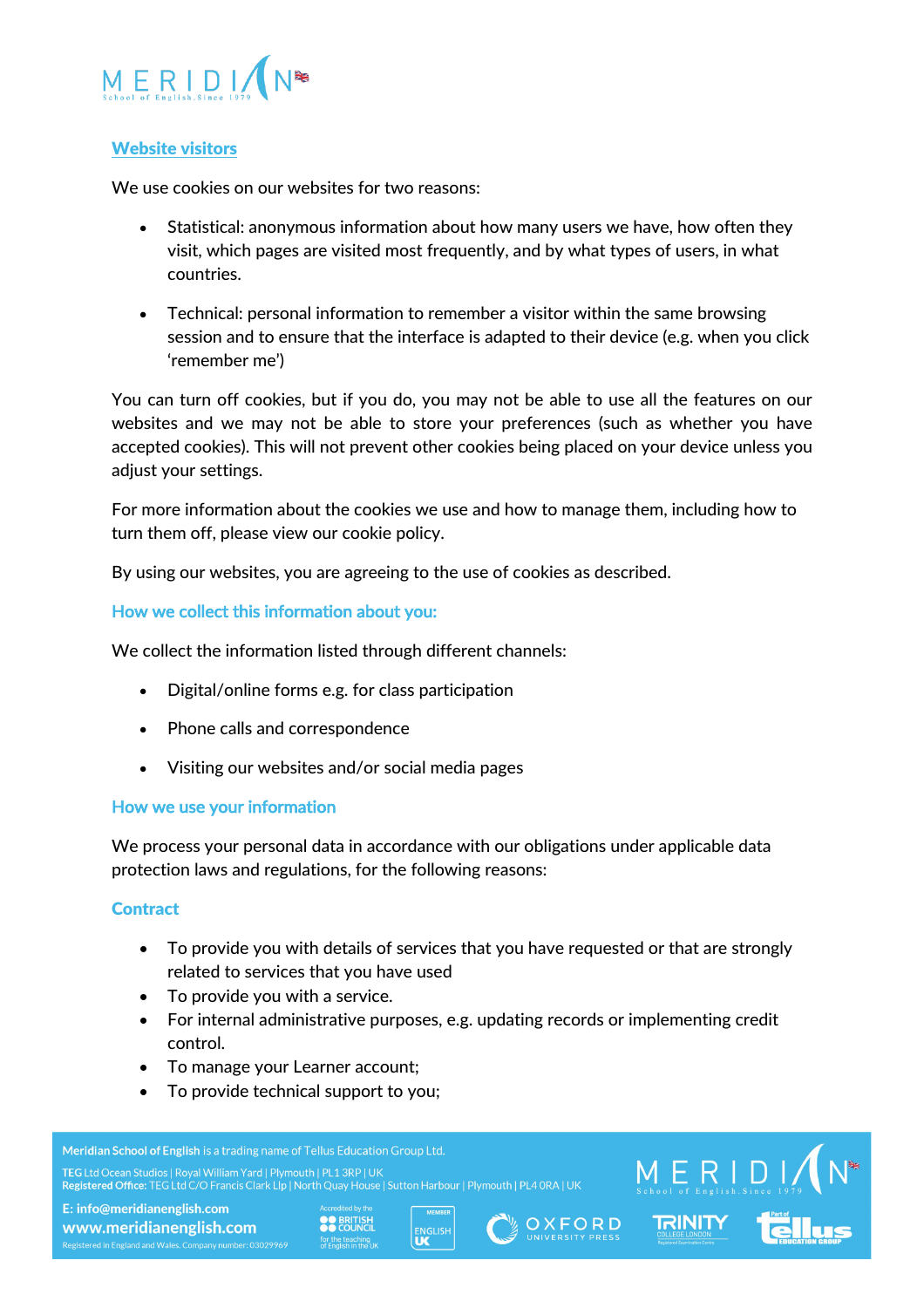## Website visitors

We use cookies on our websites for two reasons:

- Statistical: anonymous information about how many users we have, how often they visit, which pages are visited most frequently, and by what types of users, in what countries.
- Technical: personal information to remember a visitor within the same browsing session and to ensure that the interface is adapted to their device (e.g. when you click 'remember me')

You can turn off cookies, but if you do, you may not be able to use all the features on our websites and we may not be able to store your preferences (such as whether you have accepted cookies). This will not prevent other cookies being placed on your device unless you adjust your settings.

For more information about the cookies we use and how to manage them, including how to turn them off, please view our cookie policy.

By using our websites, you are agreeing to the use of cookies as described.

### How we collect this information about you:

We collect the information listed through different channels:

- Digital/online forms e.g. for class participation
- Phone calls and correspondence
- Visiting our websites and/or social media pages

### How we use your information

We process your personal data in accordance with our obligations under applicable data protection laws and regulations, for the following reasons:

### Contract

- To provide you with details of services that you have requested or that are strongly related to services that you have used
- To provide you with a service.
- For internal administrative purposes, e.g. updating records or implementing credit control.
- To manage your Learner account;
- To provide technical support to you;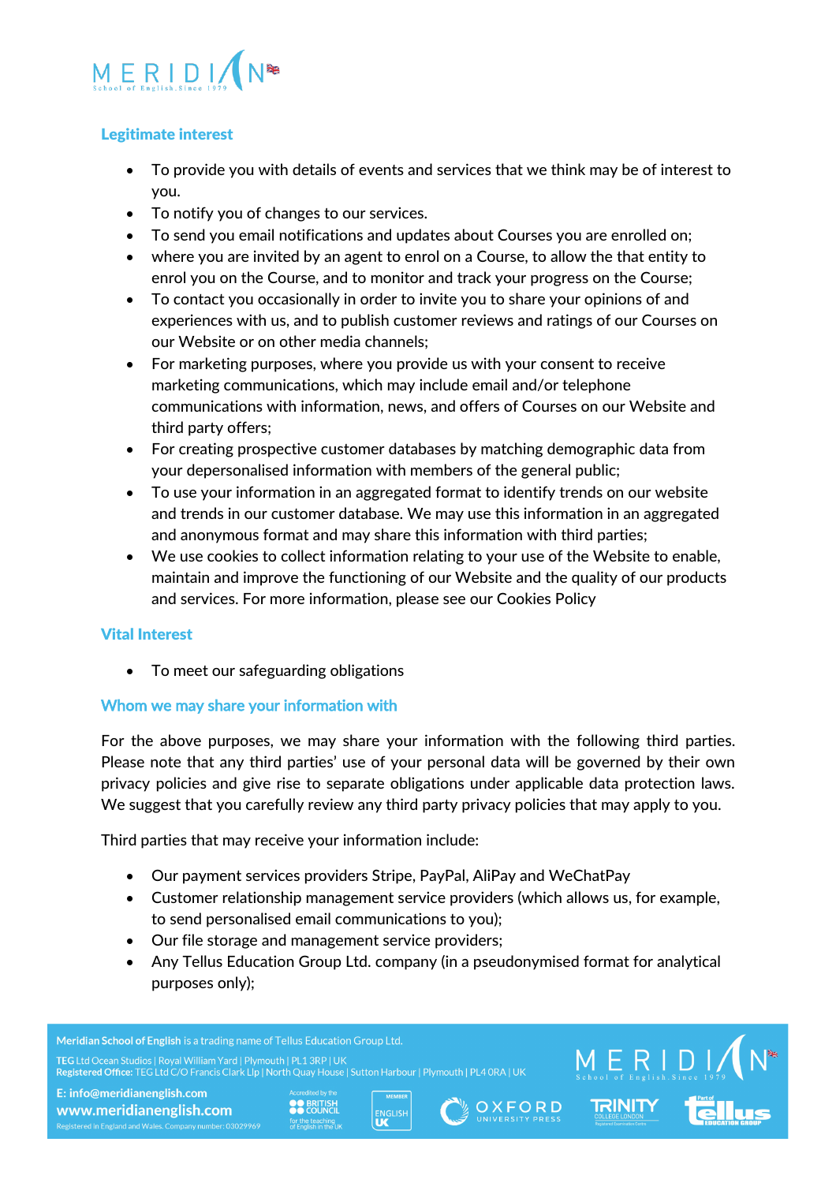### Legitimate interest

- To provide you with details of events and services that we think may be of interest to you.
- To notify you of changes to our services.
- To send you email notifications and updates about Courses you are enrolled on;
- where you are invited by an agent to enrol on a Course, to allow the that entity to enrol you on the Course, and to monitor and track your progress on the Course;
- To contact you occasionally in order to invite you to share your opinions of and experiences with us, and to publish customer reviews and ratings of our Courses on our Website or on other media channels;
- For marketing purposes, where you provide us with your consent to receive marketing communications, which may include email and/or telephone communications with information, news, and offers of Courses on our Website and third party offers;
- For creating prospective customer databases by matching demographic data from your depersonalised information with members of the general public;
- To use your information in an aggregated format to identify trends on our website and trends in our customer database. We may use this information in an aggregated and anonymous format and may share this information with third parties;
- We use cookies to collect information relating to your use of the Website to enable, maintain and improve the functioning of our Website and the quality of our products and services. For more information, please see our Cookies Policy

### Vital Interest

- To meet our safeguarding obligations

### Whom we may share your information with

For the above purposes, we may share your information with the following third parties. Please note that any third parties' use of your personal data will be governed by their own privacy policies and give rise to separate obligations under applicable data protection laws. We suggest that you carefully review any third party privacy policies that may apply to you.

Third parties that may receive your information include:

- Our payment services providers Stripe, PayPal, AliPay and WeChatPay
- Customer relationship management service providers (which allows us, for example, to send personalised email communications to you);
- Our file storage and management service providers;
- Any Tellus Education Group Ltd. company (in a pseudonymised format for analytical purposes only);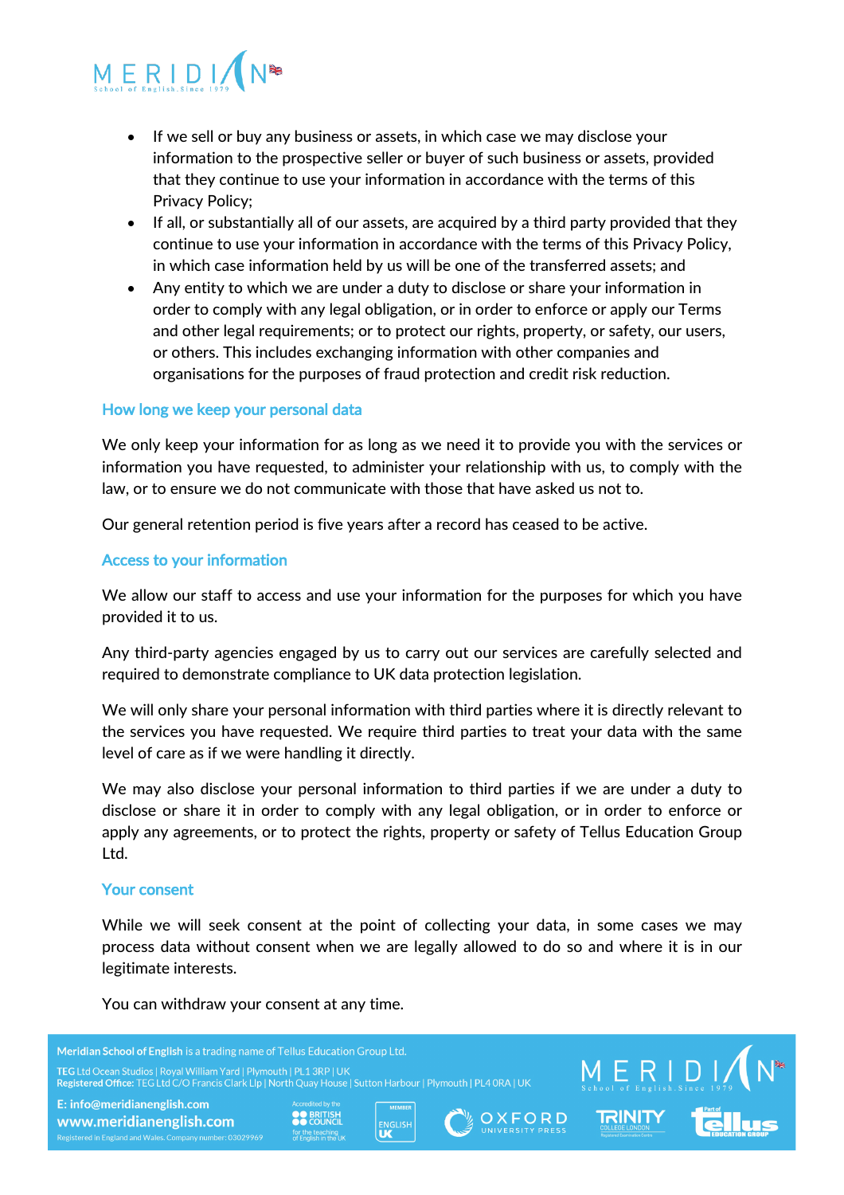- If we sell or buy any business or assets, in which case we may disclose your information to the prospective seller or buyer of such business or assets, provided that they continue to use your information in accordance with the terms of this Privacy Policy;
- If all, or substantially all of our assets, are acquired by a third party provided that they continue to use your information in accordance with the terms of this Privacy Policy, in which case information held by us will be one of the transferred assets; and
- Any entity to which we are under a duty to disclose or share your information in order to comply with any legal obligation, or in order to enforce or apply our Terms and other legal requirements; or to protect our rights, property, or safety, our users, or others. This includes exchanging information with other companies and organisations for the purposes of fraud protection and credit risk reduction.

## How long we keep your personal data

We only keep your information for as long as we need it to provide you with the services or information you have requested, to administer your relationship with us, to comply with the law, or to ensure we do not communicate with those that have asked us not to.

Our general retention period is five years after a record has ceased to be active.

## Access to your information

We allow our staff to access and use your information for the purposes for which you have provided it to us.

Any third-party agencies engaged by us to carry out our services are carefully selected and required to demonstrate compliance to UK data protection legislation.

We will only share your personal information with third parties where it is directly relevant to the services you have requested. We require third parties to treat your data with the same level of care as if we were handling it directly.

We may also disclose your personal information to third parties if we are under a duty to disclose or share it in order to comply with any legal obligation, or in order to enforce or apply any agreements, or to protect the rights, property or safety of Tellus Education Group Ltd.

## Your consent

While we will seek consent at the point of collecting your data, in some cases we may process data without consent when we are legally allowed to do so and where it is in our legitimate interests.

You can withdraw your consent at any time.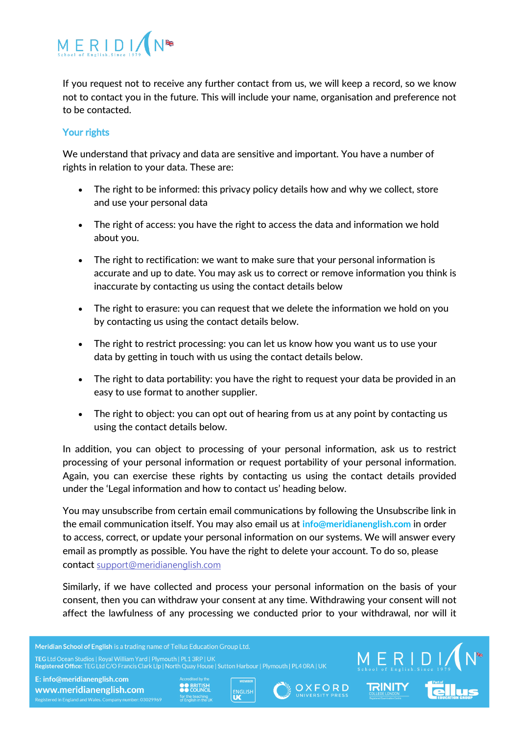If you request not to receive any further contact from us, we will keep a record, so we know not to contact you in the future. This will include your name, organisation and preference not to be contacted.

## Your rights

We understand that privacy and data are sensitive and important. You have a number of rights in relation to your data. These are:

- The right to be informed: this privacy policy details how and why we collect, store and use your personal data
- The right of access: you have the right to access the data and information we hold about you.
- The right to rectification: we want to make sure that your personal information is accurate and up to date. You may ask us to correct or remove information you think is inaccurate by contacting us using the contact details below
- The right to erasure: you can request that we delete the information we hold on you by contacting us using the contact details below.
- The right to restrict processing: you can let us know how you want us to use your data by getting in touch with us using the contact details below.
- The right to data portability: you have the right to request your data be provided in an easy to use format to another supplier.
- The right to object: you can opt out of hearing from us at any point by contacting us using the contact details below.

In addition, you can object to processing of your personal information, ask us to restrict processing of your personal information or request portability of your personal information. Again, you can exercise these rights by contacting us using the contact details provided under the 'Legal information and how to contact us' heading below.

You may unsubscribe from certain email communications by following the Unsubscribe link in the email communication itself. You may also email us at **info@meridianenglish.com** in order to access, correct, or update your personal information on our systems. We will answer every email as promptly as possible. You have the right to delete your account. To do so, please contact support@meridianenglish.com

Similarly, if we have collected and process your personal information on the basis of your consent, then you can withdraw your consent at any time. Withdrawing your consent will not affect the lawfulness of any processing we conducted prior to your withdrawal, nor will it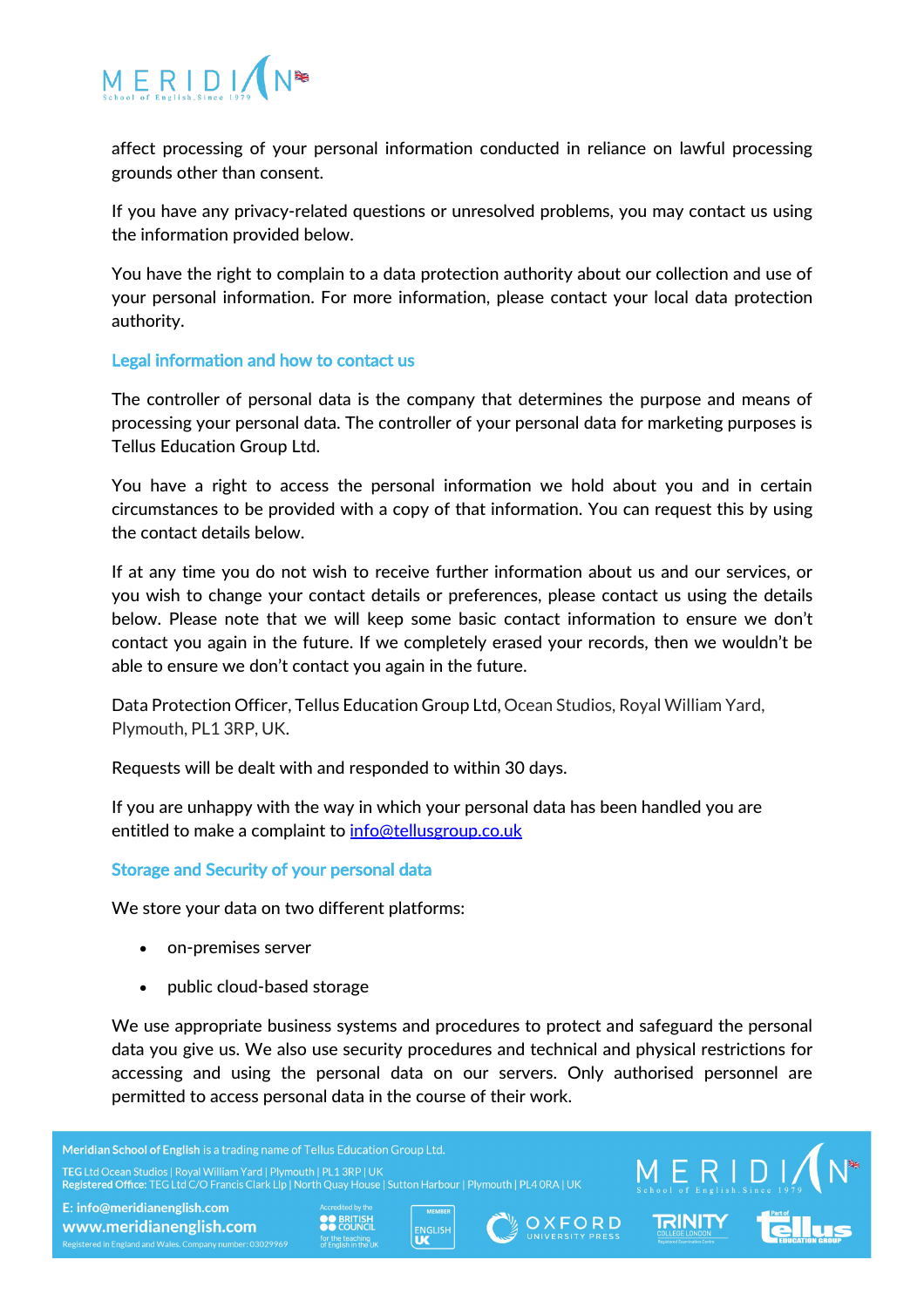affect processing of your personal information conducted in reliance on lawful processing grounds other than consent.

If you have any privacy-related questions or unresolved problems, you may contact us using the information provided below.

You have the right to complain to a data protection authority about our collection and use of your personal information. For more information, please contact your local data protection authority.

## Legal information and how to contact us

The controller of personal data is the company that determines the purpose and means of processing your personal data. The controller of your personal data for marketing purposes is Tellus Education Group Ltd.

You have a right to access the personal information we hold about you and in certain circumstances to be provided with a copy of that information. You can request this by using the contact details below.

If at any time you do not wish to receive further information about us and our services, or you wish to change your contact details or preferences, please contact us using the details below. Please note that we will keep some basic contact information to ensure we don't contact you again in the future. If we completely erased your records, then we wouldn't be able to ensure we don't contact you again in the future.

Data Protection Officer, Tellus Education Group Ltd, Ocean Studios, Royal William Yard, Plymouth, PL1 3RP, UK.

Requests will be dealt with and responded to within 30 days.

If you are unhappy with the way in which your personal data has been handled you are entitled to make a complaint to info@tellusgroup.co.uk

## Storage and Security of your personal data

We store your data on two different platforms:

- on-premises server
- public cloud-based storage

We use appropriate business systems and procedures to protect and safeguard the personal data you give us. We also use security procedures and technical and physical restrictions for accessing and using the personal data on our servers. Only authorised personnel are permitted to access personal data in the course of their work.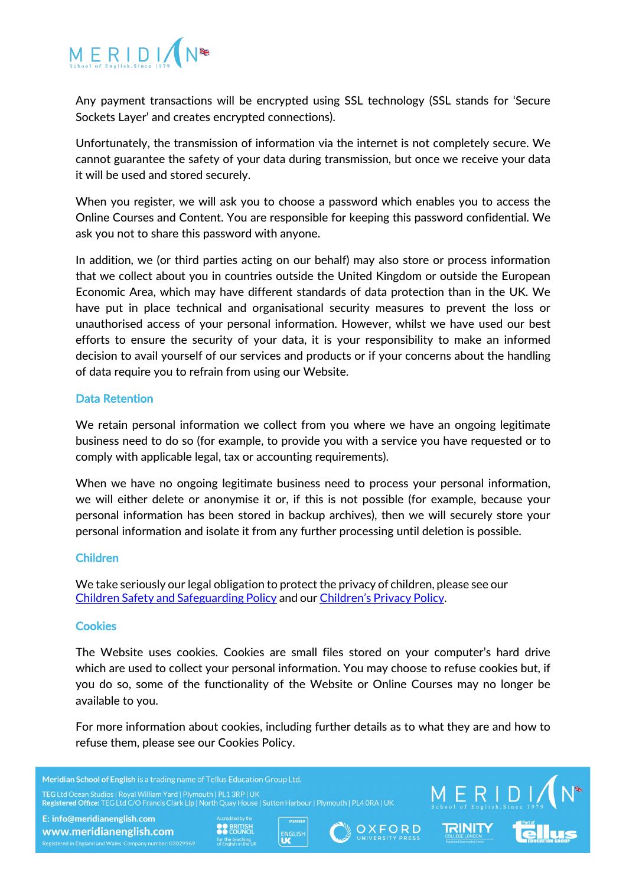Any payment transactions will be encrypted using SSL technology (SSL stands for 'Secure Sockets Layer' and creates encrypted connections).

Unfortunately, the transmission of information via the internet is not completely secure. We cannot guarantee the safety of your data during transmission, but once we receive your data it will be used and stored securely.

When you register, we will ask you to choose a password which enables you to access the Online Courses and Content. You are responsible for keeping this password confidential. We ask you not to share this password with anyone.

In addition, we (or third parties acting on our behalf) may also store or process information that we collect about you in countries outside the United Kingdom or outside the European Economic Area, which may have different standards of data protection than in the UK. We have put in place technical and organisational security measures to prevent the loss or unauthorised access of your personal information. However, whilst we have used our best efforts to ensure the security of your data, it is your responsibility to make an informed decision to avail yourself of our services and products or if your concerns about the handling of data require you to refrain from using our Website.

### Data Retention

We retain personal information we collect from you where we have an ongoing legitimate business need to do so (for example, to provide you with a service you have requested or to comply with applicable legal, tax or accounting requirements).

When we have no ongoing legitimate business need to process your personal information, we will either delete or anonymise it or, if this is not possible (for example, because your personal information has been stored in backup archives), then we will securely store your personal information and isolate it from any further processing until deletion is possible.

### Children

We take seriously our legal obligation to protect the privacy of children, please see our Children Safety and Safeguarding Policy and our Children's Privacy Policy.

### Cookies

The Website uses cookies. Cookies are small files stored on your computer's hard drive which are used to collect your personal information. You may choose to refuse cookies but, if you do so, some of the functionality of the Website or Online Courses may no longer be available to you.

For more information about cookies, including further details as to what they are and how to refuse them, please see our Cookies Policy.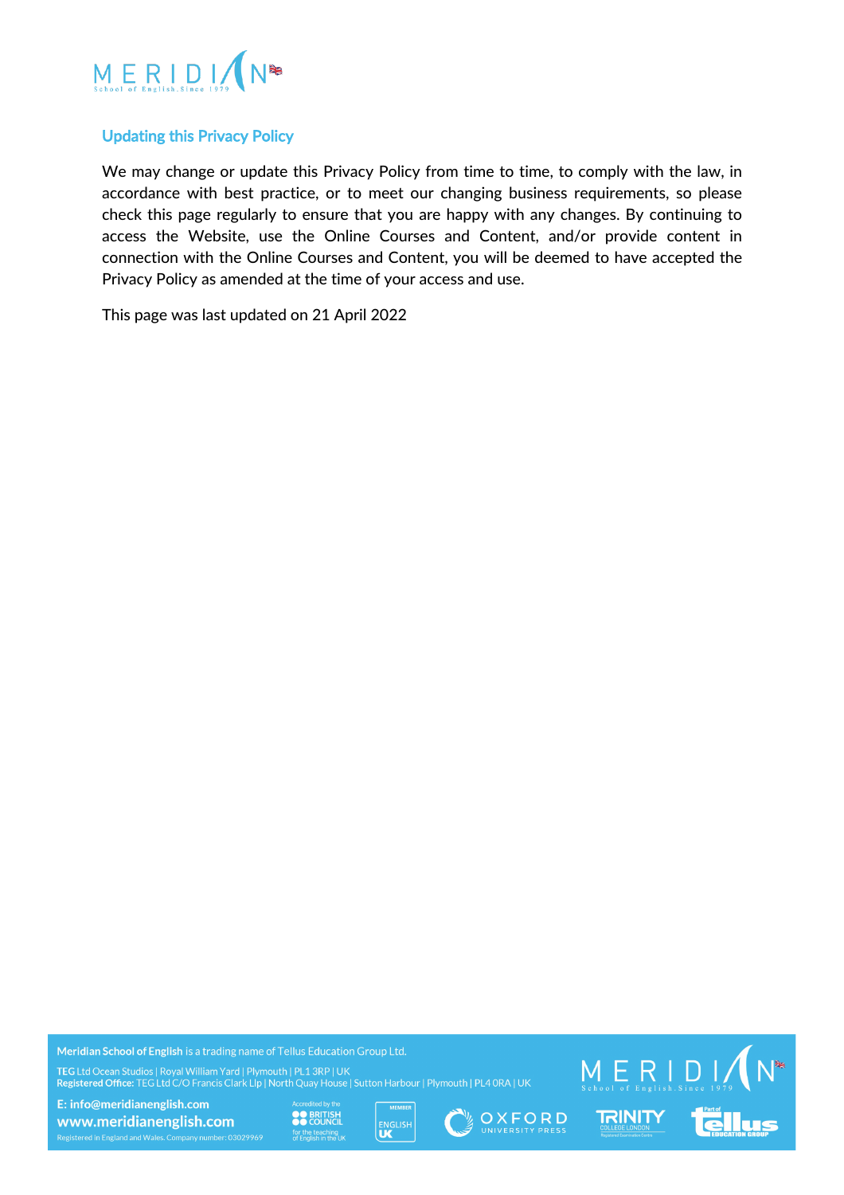## Updating this Privacy Policy

We may change or update this Privacy Policy from time to time, to comply with the law, in accordance with best practice, or to meet our changing business requirements, so please check this page regularly to ensure that you are happy with any changes. By continuing to access the Website, use the Online Courses and Content, and/or provide content in connection with the Online Courses and Content, you will be deemed to have accepted the Privacy Policy as amended at the time of your access and use.

This page was last updated on 21 April 2022